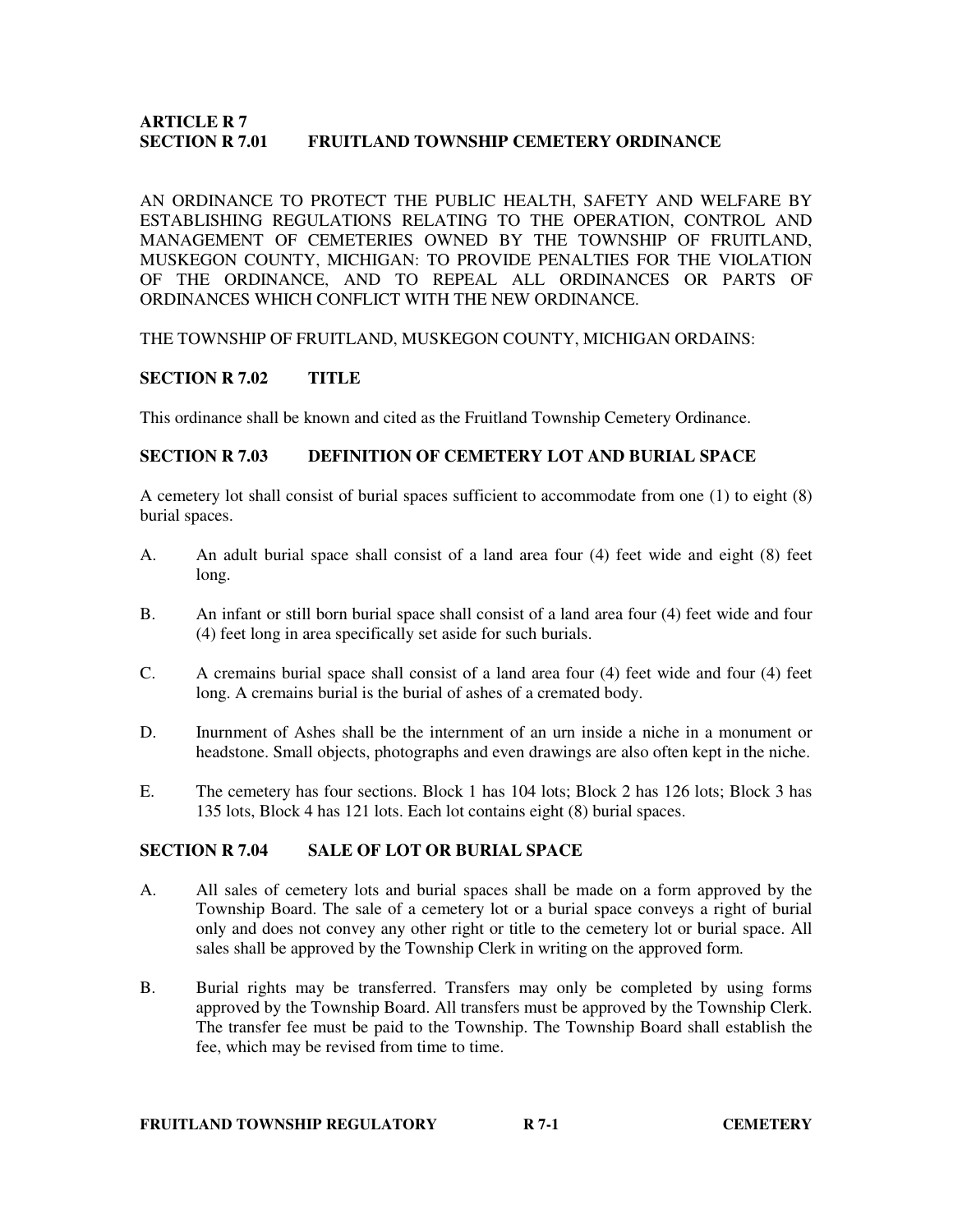## ARTICLE R 7
## SECTION R 7.01 FRUITLAND TOWNSHIP CEMETERY ORDINANCE

AN ORDINANCE TO PROTECT THE PUBLIC HEALTH, SAFETY AND WELFARE BY ESTABLISHING REGULATIONS RELATING TO THE OPERATION, CONTROL AND MANAGEMENT OF CEMETERIES OWNED BY THE TOWNSHIP OF FRUITLAND, MUSKEGON COUNTY, MICHIGAN: TO PROVIDE PENALTIES FOR THE VIOLATION OF THE ORDINANCE, AND TO REPEAL ALL ORDINANCES OR PARTS OF ORDINANCES WHICH CONFLICT WITH THE NEW ORDINANCE.

THE TOWNSHIP OF FRUITLAND, MUSKEGON COUNTY, MICHIGAN ORDAINS:

### SECTION R 7.02 TITLE

This ordinance shall be known and cited as the Fruitland Township Cemetery Ordinance.

### SECTION R 7.03 DEFINITION OF CEMETERY LOT AND BURIAL SPACE

A cemetery lot shall consist of burial spaces sufficient to accommodate from one (1) to eight (8) burial spaces.

A. An adult burial space shall consist of a land area four (4) feet wide and eight (8) feet long.

B. An infant or still born burial space shall consist of a land area four (4) feet wide and four (4) feet long in area specifically set aside for such burials.

C. A cremains burial space shall consist of a land area four (4) feet wide and four (4) feet long. A cremains burial is the burial of ashes of a cremated body.

D. Inurnment of Ashes shall be the internment of an urn inside a niche in a monument or headstone. Small objects, photographs and even drawings are also often kept in the niche.

E. The cemetery has four sections. Block 1 has 104 lots; Block 2 has 126 lots; Block 3 has 135 lots, Block 4 has 121 lots. Each lot contains eight (8) burial spaces.

### SECTION R 7.04 SALE OF LOT OR BURIAL SPACE

A. All sales of cemetery lots and burial spaces shall be made on a form approved by the Township Board. The sale of a cemetery lot or a burial space conveys a right of burial only and does not convey any other right or title to the cemetery lot or burial space. All sales shall be approved by the Township Clerk in writing on the approved form.

B. Burial rights may be transferred. Transfers may only be completed by using forms approved by the Township Board. All transfers must be approved by the Township Clerk. The transfer fee must be paid to the Township. The Township Board shall establish the fee, which may be revised from time to time.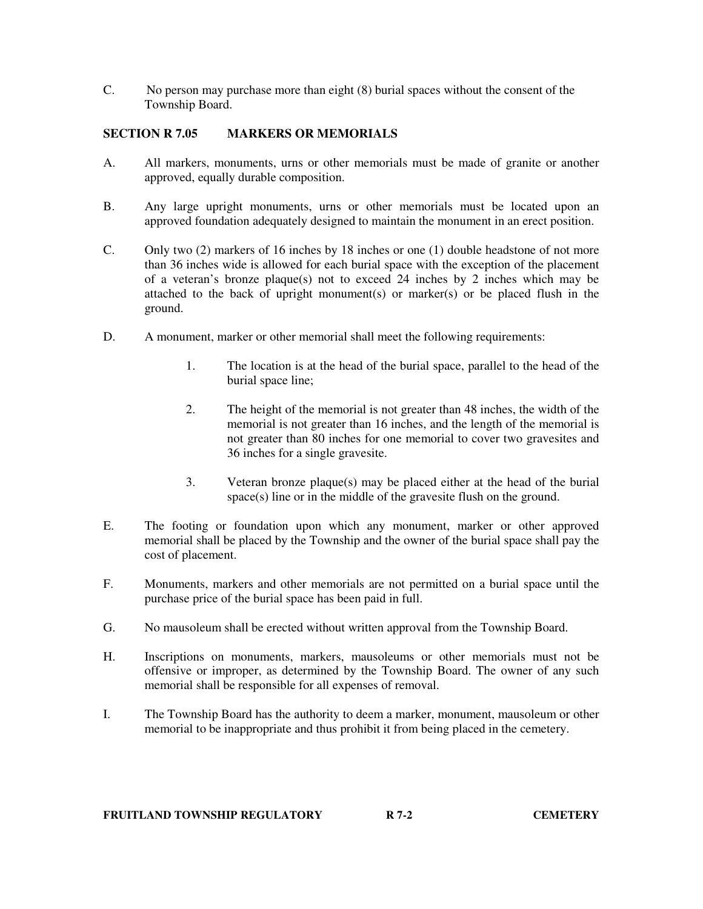C. No person may purchase more than eight (8) burial spaces without the consent of the Township Board.

## SECTION R 7.05 MARKERS OR MEMORIALS

A. All markers, monuments, urns or other memorials must be made of granite or another approved, equally durable composition.

B. Any large upright monuments, urns or other memorials must be located upon an approved foundation adequately designed to maintain the monument in an erect position.

C. Only two (2) markers of 16 inches by 18 inches or one (1) double headstone of not more than 36 inches wide is allowed for each burial space with the exception of the placement of a veteran's bronze plaque(s) not to exceed 24 inches by 2 inches which may be attached to the back of upright monument(s) or marker(s) or be placed flush in the ground.

D. A monument, marker or other memorial shall meet the following requirements:

1. The location is at the head of the burial space, parallel to the head of the burial space line;

2. The height of the memorial is not greater than 48 inches, the width of the memorial is not greater than 16 inches, and the length of the memorial is not greater than 80 inches for one memorial to cover two gravesites and 36 inches for a single gravesite.

3. Veteran bronze plaque(s) may be placed either at the head of the burial space(s) line or in the middle of the gravesite flush on the ground.

E. The footing or foundation upon which any monument, marker or other approved memorial shall be placed by the Township and the owner of the burial space shall pay the cost of placement.

F. Monuments, markers and other memorials are not permitted on a burial space until the purchase price of the burial space has been paid in full.

G. No mausoleum shall be erected without written approval from the Township Board.

H. Inscriptions on monuments, markers, mausoleums or other memorials must not be offensive or improper, as determined by the Township Board. The owner of any such memorial shall be responsible for all expenses of removal.

I. The Township Board has the authority to deem a marker, monument, mausoleum or other memorial to be inappropriate and thus prohibit it from being placed in the cemetery.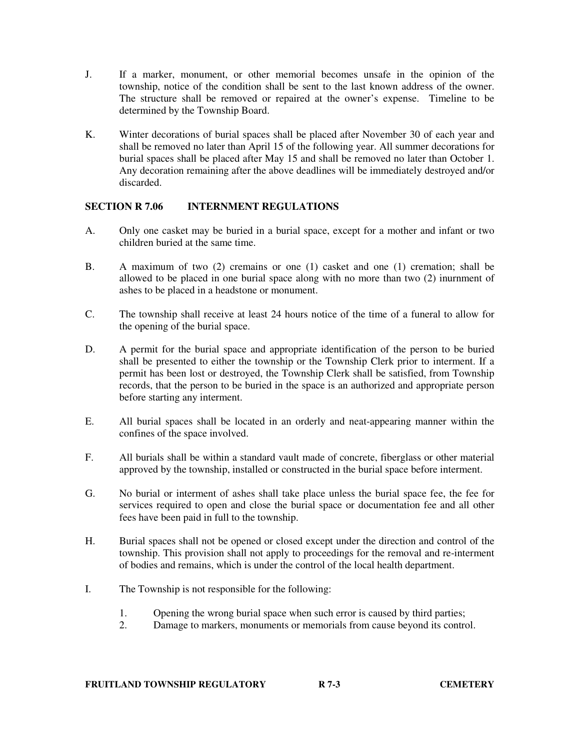J. If a marker, monument, or other memorial becomes unsafe in the opinion of the township, notice of the condition shall be sent to the last known address of the owner. The structure shall be removed or repaired at the owner's expense. Timeline to be determined by the Township Board.

K. Winter decorations of burial spaces shall be placed after November 30 of each year and shall be removed no later than April 15 of the following year. All summer decorations for burial spaces shall be placed after May 15 and shall be removed no later than October 1. Any decoration remaining after the above deadlines will be immediately destroyed and/or discarded.

## SECTION R 7.06 INTERNMENT REGULATIONS

A. Only one casket may be buried in a burial space, except for a mother and infant or two children buried at the same time.

B. A maximum of two (2) cremains or one (1) casket and one (1) cremation; shall be allowed to be placed in one burial space along with no more than two (2) inurnment of ashes to be placed in a headstone or monument.

C. The township shall receive at least 24 hours notice of the time of a funeral to allow for the opening of the burial space.

D. A permit for the burial space and appropriate identification of the person to be buried shall be presented to either the township or the Township Clerk prior to interment. If a permit has been lost or destroyed, the Township Clerk shall be satisfied, from Township records, that the person to be buried in the space is an authorized and appropriate person before starting any interment.

E. All burial spaces shall be located in an orderly and neat-appearing manner within the confines of the space involved.

F. All burials shall be within a standard vault made of concrete, fiberglass or other material approved by the township, installed or constructed in the burial space before interment.

G. No burial or interment of ashes shall take place unless the burial space fee, the fee for services required to open and close the burial space or documentation fee and all other fees have been paid in full to the township.

H. Burial spaces shall not be opened or closed except under the direction and control of the township. This provision shall not apply to proceedings for the removal and re-interment of bodies and remains, which is under the control of the local health department.

I. The Township is not responsible for the following:

1. Opening the wrong burial space when such error is caused by third parties;
2. Damage to markers, monuments or memorials from cause beyond its control.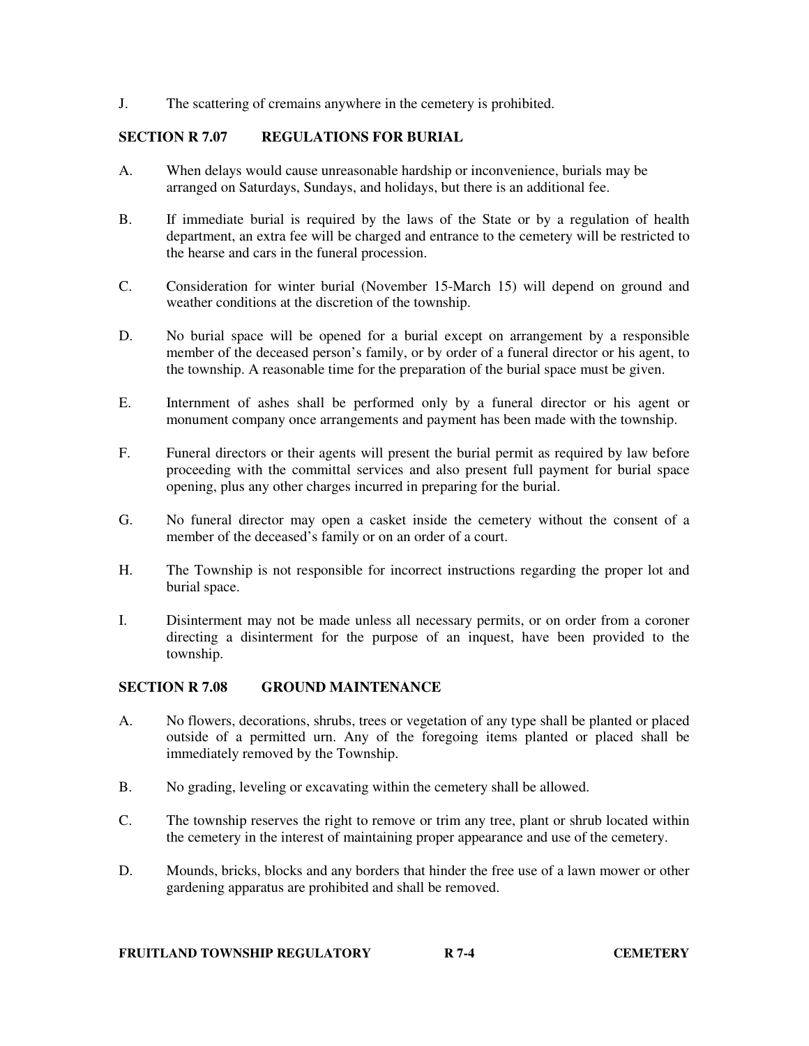J. The scattering of cremains anywhere in the cemetery is prohibited.

## SECTION R 7.07 REGULATIONS FOR BURIAL

A. When delays would cause unreasonable hardship or inconvenience, burials may be arranged on Saturdays, Sundays, and holidays, but there is an additional fee.

B. If immediate burial is required by the laws of the State or by a regulation of health department, an extra fee will be charged and entrance to the cemetery will be restricted to the hearse and cars in the funeral procession.

C. Consideration for winter burial (November 15-March 15) will depend on ground and weather conditions at the discretion of the township.

D. No burial space will be opened for a burial except on arrangement by a responsible member of the deceased person's family, or by order of a funeral director or his agent, to the township. A reasonable time for the preparation of the burial space must be given.

E. Internment of ashes shall be performed only by a funeral director or his agent or monument company once arrangements and payment has been made with the township.

F. Funeral directors or their agents will present the burial permit as required by law before proceeding with the committal services and also present full payment for burial space opening, plus any other charges incurred in preparing for the burial.

G. No funeral director may open a casket inside the cemetery without the consent of a member of the deceased's family or on an order of a court.

H. The Township is not responsible for incorrect instructions regarding the proper lot and burial space.

I. Disinterment may not be made unless all necessary permits, or on order from a coroner directing a disinterment for the purpose of an inquest, have been provided to the township.

## SECTION R 7.08 GROUND MAINTENANCE

A. No flowers, decorations, shrubs, trees or vegetation of any type shall be planted or placed outside of a permitted urn. Any of the foregoing items planted or placed shall be immediately removed by the Township.

B. No grading, leveling or excavating within the cemetery shall be allowed.

C. The township reserves the right to remove or trim any tree, plant or shrub located within the cemetery in the interest of maintaining proper appearance and use of the cemetery.

D. Mounds, bricks, blocks and any borders that hinder the free use of a lawn mower or other gardening apparatus are prohibited and shall be removed.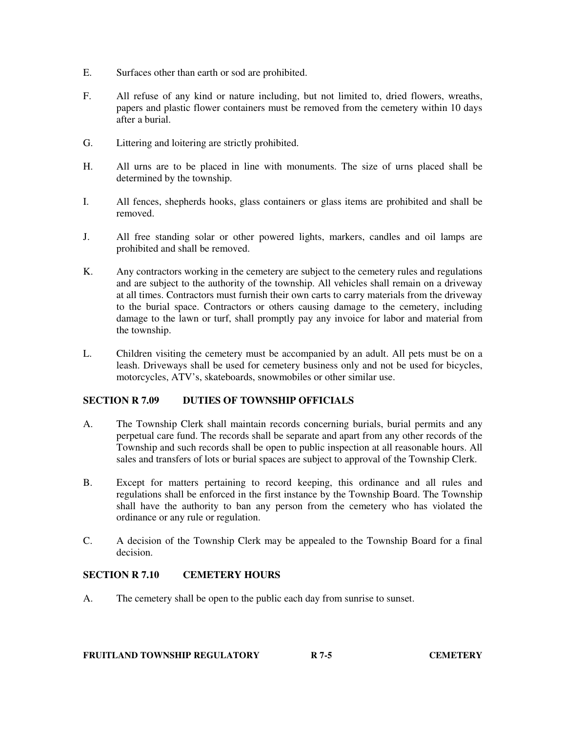E. Surfaces other than earth or sod are prohibited.

F. All refuse of any kind or nature including, but not limited to, dried flowers, wreaths, papers and plastic flower containers must be removed from the cemetery within 10 days after a burial.

G. Littering and loitering are strictly prohibited.

H. All urns are to be placed in line with monuments. The size of urns placed shall be determined by the township.

I. All fences, shepherds hooks, glass containers or glass items are prohibited and shall be removed.

J. All free standing solar or other powered lights, markers, candles and oil lamps are prohibited and shall be removed.

K. Any contractors working in the cemetery are subject to the cemetery rules and regulations and are subject to the authority of the township. All vehicles shall remain on a driveway at all times. Contractors must furnish their own carts to carry materials from the driveway to the burial space. Contractors or others causing damage to the cemetery, including damage to the lawn or turf, shall promptly pay any invoice for labor and material from the township.

L. Children visiting the cemetery must be accompanied by an adult. All pets must be on a leash. Driveways shall be used for cemetery business only and not be used for bicycles, motorcycles, ATV's, skateboards, snowmobiles or other similar use.

## SECTION R 7.09 DUTIES OF TOWNSHIP OFFICIALS

A. The Township Clerk shall maintain records concerning burials, burial permits and any perpetual care fund. The records shall be separate and apart from any other records of the Township and such records shall be open to public inspection at all reasonable hours. All sales and transfers of lots or burial spaces are subject to approval of the Township Clerk.

B. Except for matters pertaining to record keeping, this ordinance and all rules and regulations shall be enforced in the first instance by the Township Board. The Township shall have the authority to ban any person from the cemetery who has violated the ordinance or any rule or regulation.

C. A decision of the Township Clerk may be appealed to the Township Board for a final decision.

## SECTION R 7.10 CEMETERY HOURS

A. The cemetery shall be open to the public each day from sunrise to sunset.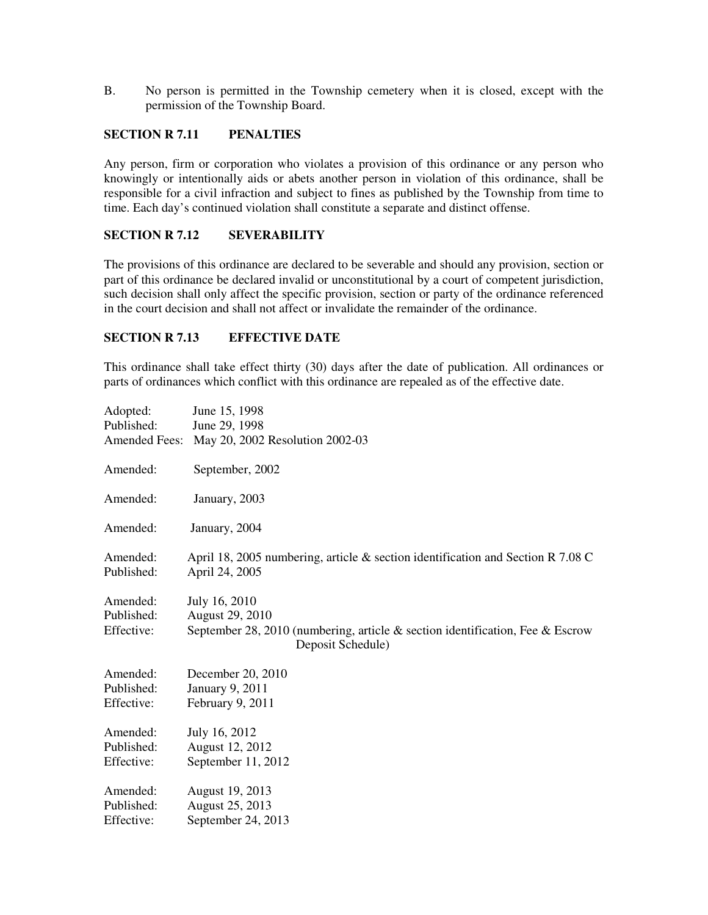B. No person is permitted in the Township cemetery when it is closed, except with the permission of the Township Board.

### SECTION R 7.11 PENALTIES

Any person, firm or corporation who violates a provision of this ordinance or any person who knowingly or intentionally aids or abets another person in violation of this ordinance, shall be responsible for a civil infraction and subject to fines as published by the Township from time to time. Each day's continued violation shall constitute a separate and distinct offense.

### SECTION R 7.12 SEVERABILITY

The provisions of this ordinance are declared to be severable and should any provision, section or part of this ordinance be declared invalid or unconstitutional by a court of competent jurisdiction, such decision shall only affect the specific provision, section or party of the ordinance referenced in the court decision and shall not affect or invalidate the remainder of the ordinance.

### SECTION R 7.13 EFFECTIVE DATE

This ordinance shall take effect thirty (30) days after the date of publication. All ordinances or parts of ordinances which conflict with this ordinance are repealed as of the effective date.

Adopted: June 15, 1998
Published: June 29, 1998
Amended Fees: May 20, 2002 Resolution 2002-03

Amended: September, 2002

Amended: January, 2003

Amended: January, 2004

Amended: April 18, 2005 numbering, article & section identification and Section R 7.08 C
Published: April 24, 2005

Amended: July 16, 2010
Published: August 29, 2010
Effective: September 28, 2010 (numbering, article & section identification, Fee & Escrow Deposit Schedule)

Amended: December 20, 2010
Published: January 9, 2011
Effective: February 9, 2011

Amended: July 16, 2012
Published: August 12, 2012
Effective: September 11, 2012

Amended: August 19, 2013
Published: August 25, 2013
Effective: September 24, 2013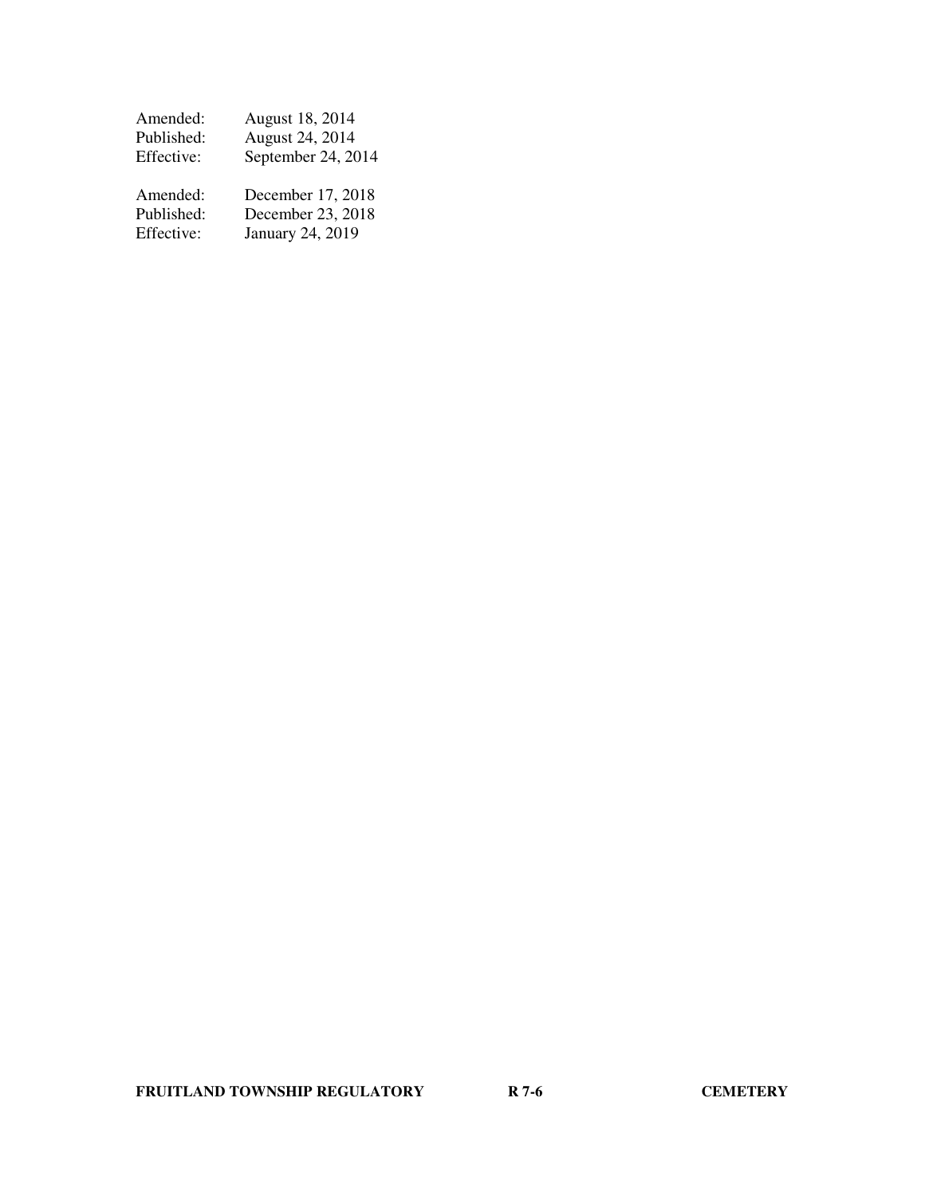| | |
|---|---|
| Amended: | August 18, 2014 |
| Published: | August 24, 2014 |
| Effective: | September 24, 2014 |

| | |
|---|---|
| Amended: | December 17, 2018 |
| Published: | December 23, 2018 |
| Effective: | January 24, 2019 |